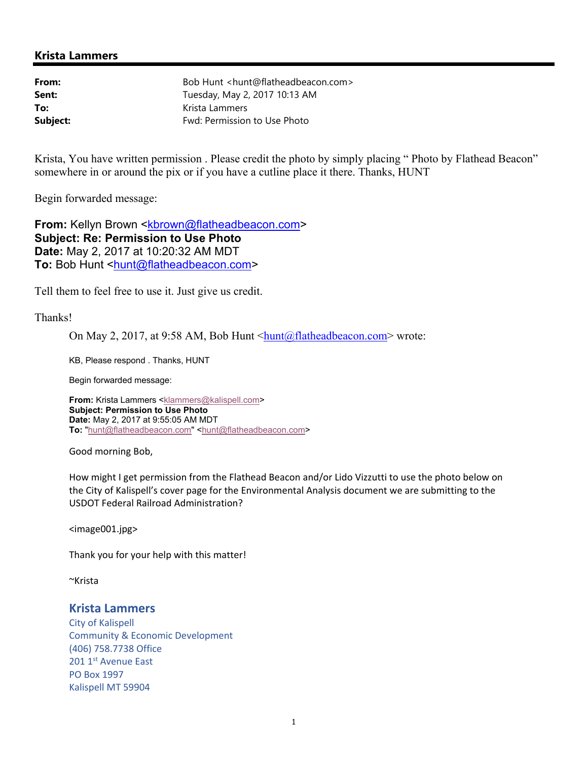## Krista Lammers

| | |
|---|---|
| **From:** | Bob Hunt <hunt@flatheadbeacon.com> |
| **Sent:** | Tuesday, May 2, 2017 10:13 AM |
| **To:** | Krista Lammers |
| **Subject:** | Fwd: Permission to Use Photo |

Krista, You have written permission . Please credit the photo by simply placing " Photo by Flathead Beacon" somewhere in or around the pix or if you have a cutline place it there. Thanks, HUNT

Begin forwarded message:

**From:** Kellyn Brown <kbrown@flatheadbeacon.com>
**Subject: Re: Permission to Use Photo**
**Date:** May 2, 2017 at 10:20:32 AM MDT
**To:** Bob Hunt <hunt@flatheadbeacon.com>

Tell them to feel free to use it. Just give us credit.

Thanks!

> On May 2, 2017, at 9:58 AM, Bob Hunt <hunt@flatheadbeacon.com> wrote:
>
> KB, Please respond . Thanks, HUNT
>
> Begin forwarded message:
>
> **From:** Krista Lammers <klammers@kalispell.com>
> **Subject: Permission to Use Photo**
> **Date:** May 2, 2017 at 9:55:05 AM MDT
> **To:** "hunt@flatheadbeacon.com" <hunt@flatheadbeacon.com>
>
> Good morning Bob,
>
> How might I get permission from the Flathead Beacon and/or Lido Vizzutti to use the photo below on the City of Kalispell's cover page for the Environmental Analysis document we are submitting to the USDOT Federal Railroad Administration?
>
> <image001.jpg>
>
> Thank you for your help with this matter!
>
> ~Krista
>
> **Krista Lammers**
> City of Kalispell
> Community & Economic Development
> (406) 758.7738 Office
> 201 1st Avenue East
> PO Box 1997
> Kalispell MT 59904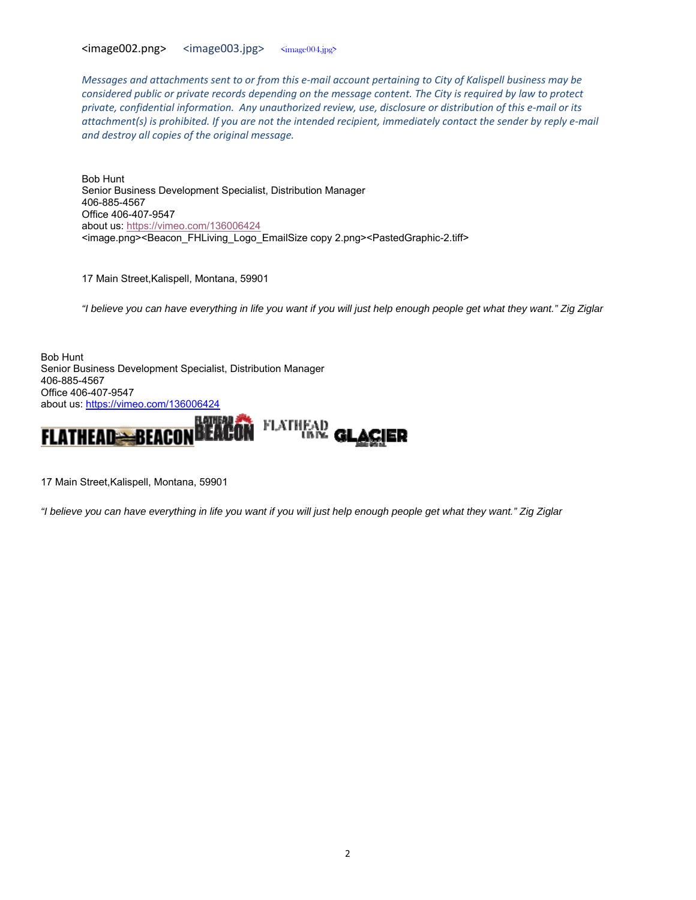<image002.png>     <image003.jpg>     <image004.jpg>

*Messages and attachments sent to or from this e-mail account pertaining to City of Kalispell business may be considered public or private records depending on the message content. The City is required by law to protect private, confidential information. Any unauthorized review, use, disclosure or distribution of this e-mail or its attachment(s) is prohibited. If you are not the intended recipient, immediately contact the sender by reply e-mail and destroy all copies of the original message.*

Bob Hunt
Senior Business Development Specialist, Distribution Manager
406-885-4567
Office 406-407-9547
about us: https://vimeo.com/136006424
<image.png><Beacon_FHLiving_Logo_EmailSize copy 2.png><PastedGraphic-2.tiff>

17 Main Street,Kalispell, Montana, 59901

*"I believe you can have everything in life you want if you will just help enough people get what they want." Zig Ziglar*

Bob Hunt
Senior Business Development Specialist, Distribution Manager
406-885-4567
Office 406-407-9547
about us: https://vimeo.com/136006424

FLATHEAD BEACON FLATHEAD BEACON FLATHEAD LIVING GLACIER

17 Main Street,Kalispell, Montana, 59901

*"I believe you can have everything in life you want if you will just help enough people get what they want." Zig Ziglar*